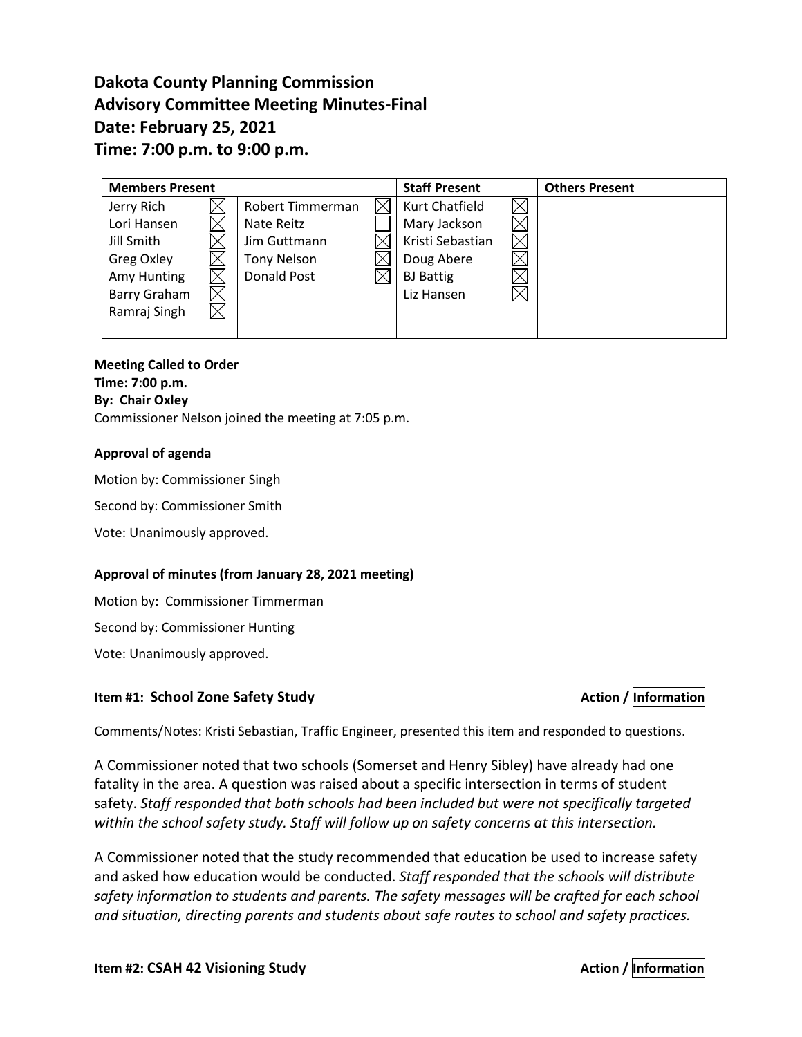# Dakota County Planning Commission
# Advisory Committee Meeting Minutes-Final
# Date: February 25, 2021
# Time: 7:00 p.m. to 9:00 p.m.

| Members Present | | | | Staff Present | | Others Present |
|---|---|---|---|---|---|---|
| Jerry Rich | ☒ | Robert Timmerman | ☒ | Kurt Chatfield | ☒ | |
| Lori Hansen | ☒ | Nate Reitz | ☐ | Mary Jackson | ☒ | |
| Jill Smith | ☒ | Jim Guttmann | ☒ | Kristi Sebastian | ☒ | |
| Greg Oxley | ☒ | Tony Nelson | ☒ | Doug Abere | ☒ | |
| Amy Hunting | ☒ | Donald Post | ☒ | BJ Battig | ☒ | |
| Barry Graham | ☒ | | | Liz Hansen | ☒ | |
| Ramraj Singh | ☒ | | | | | |

**Meeting Called to Order**
**Time: 7:00 p.m.**
**By: Chair Oxley**
Commissioner Nelson joined the meeting at 7:05 p.m.

**Approval of agenda**

Motion by: Commissioner Singh

Second by: Commissioner Smith

Vote: Unanimously approved.

**Approval of minutes (from January 28, 2021 meeting)**

Motion by: Commissioner Timmerman

Second by: Commissioner Hunting

Vote: Unanimously approved.

### Item #1: School Zone Safety Study — Action / Information

Comments/Notes: Kristi Sebastian, Traffic Engineer, presented this item and responded to questions.

A Commissioner noted that two schools (Somerset and Henry Sibley) have already had one fatality in the area. A question was raised about a specific intersection in terms of student safety. *Staff responded that both schools had been included but were not specifically targeted within the school safety study. Staff will follow up on safety concerns at this intersection.*

A Commissioner noted that the study recommended that education be used to increase safety and asked how education would be conducted. *Staff responded that the schools will distribute safety information to students and parents. The safety messages will be crafted for each school and situation, directing parents and students about safe routes to school and safety practices.*

### Item #2: CSAH 42 Visioning Study — Action / Information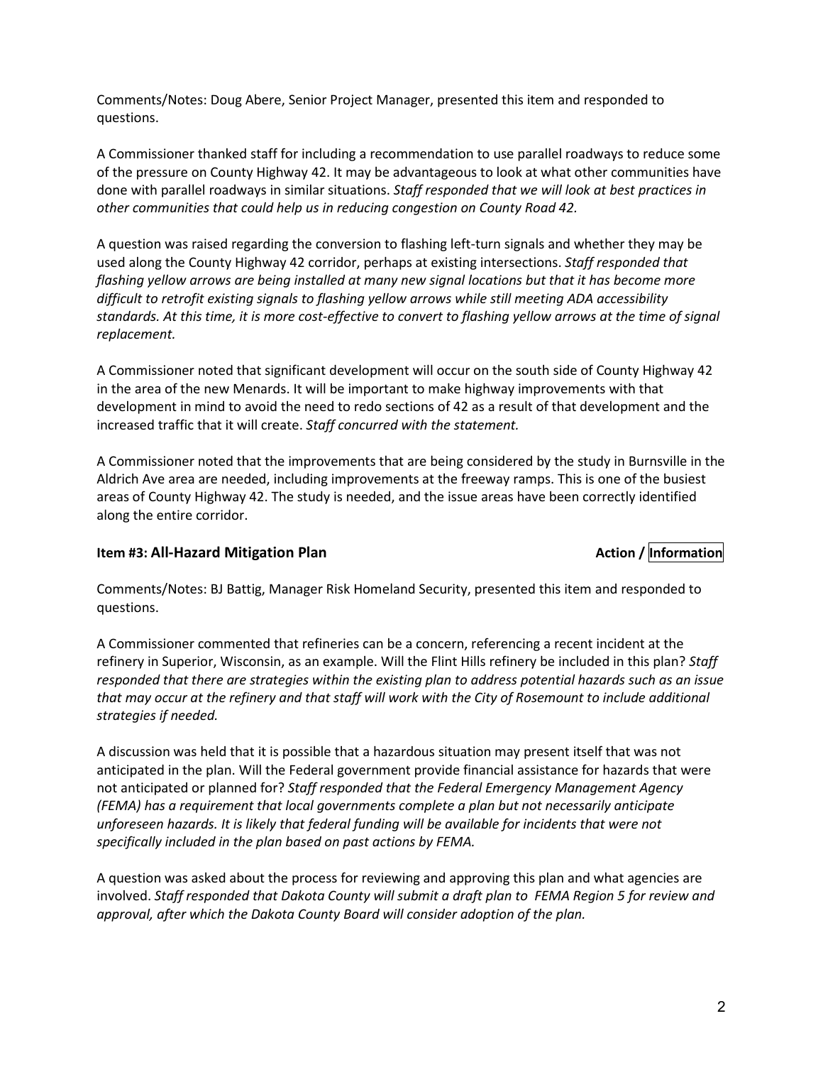Comments/Notes: Doug Abere, Senior Project Manager, presented this item and responded to questions.

A Commissioner thanked staff for including a recommendation to use parallel roadways to reduce some of the pressure on County Highway 42. It may be advantageous to look at what other communities have done with parallel roadways in similar situations. *Staff responded that we will look at best practices in other communities that could help us in reducing congestion on County Road 42.*

A question was raised regarding the conversion to flashing left-turn signals and whether they may be used along the County Highway 42 corridor, perhaps at existing intersections. *Staff responded that flashing yellow arrows are being installed at many new signal locations but that it has become more difficult to retrofit existing signals to flashing yellow arrows while still meeting ADA accessibility standards. At this time, it is more cost-effective to convert to flashing yellow arrows at the time of signal replacement.*

A Commissioner noted that significant development will occur on the south side of County Highway 42 in the area of the new Menards. It will be important to make highway improvements with that development in mind to avoid the need to redo sections of 42 as a result of that development and the increased traffic that it will create. *Staff concurred with the statement.*

A Commissioner noted that the improvements that are being considered by the study in Burnsville in the Aldrich Ave area are needed, including improvements at the freeway ramps. This is one of the busiest areas of County Highway 42. The study is needed, and the issue areas have been correctly identified along the entire corridor.

**Item #3: All-Hazard Mitigation Plan** **Action / Information**

Comments/Notes: BJ Battig, Manager Risk Homeland Security, presented this item and responded to questions.

A Commissioner commented that refineries can be a concern, referencing a recent incident at the refinery in Superior, Wisconsin, as an example. Will the Flint Hills refinery be included in this plan? *Staff responded that there are strategies within the existing plan to address potential hazards such as an issue that may occur at the refinery and that staff will work with the City of Rosemount to include additional strategies if needed.*

A discussion was held that it is possible that a hazardous situation may present itself that was not anticipated in the plan. Will the Federal government provide financial assistance for hazards that were not anticipated or planned for? *Staff responded that the Federal Emergency Management Agency (FEMA) has a requirement that local governments complete a plan but not necessarily anticipate unforeseen hazards. It is likely that federal funding will be available for incidents that were not specifically included in the plan based on past actions by FEMA.*

A question was asked about the process for reviewing and approving this plan and what agencies are involved. *Staff responded that Dakota County will submit a draft plan to FEMA Region 5 for review and approval, after which the Dakota County Board will consider adoption of the plan.*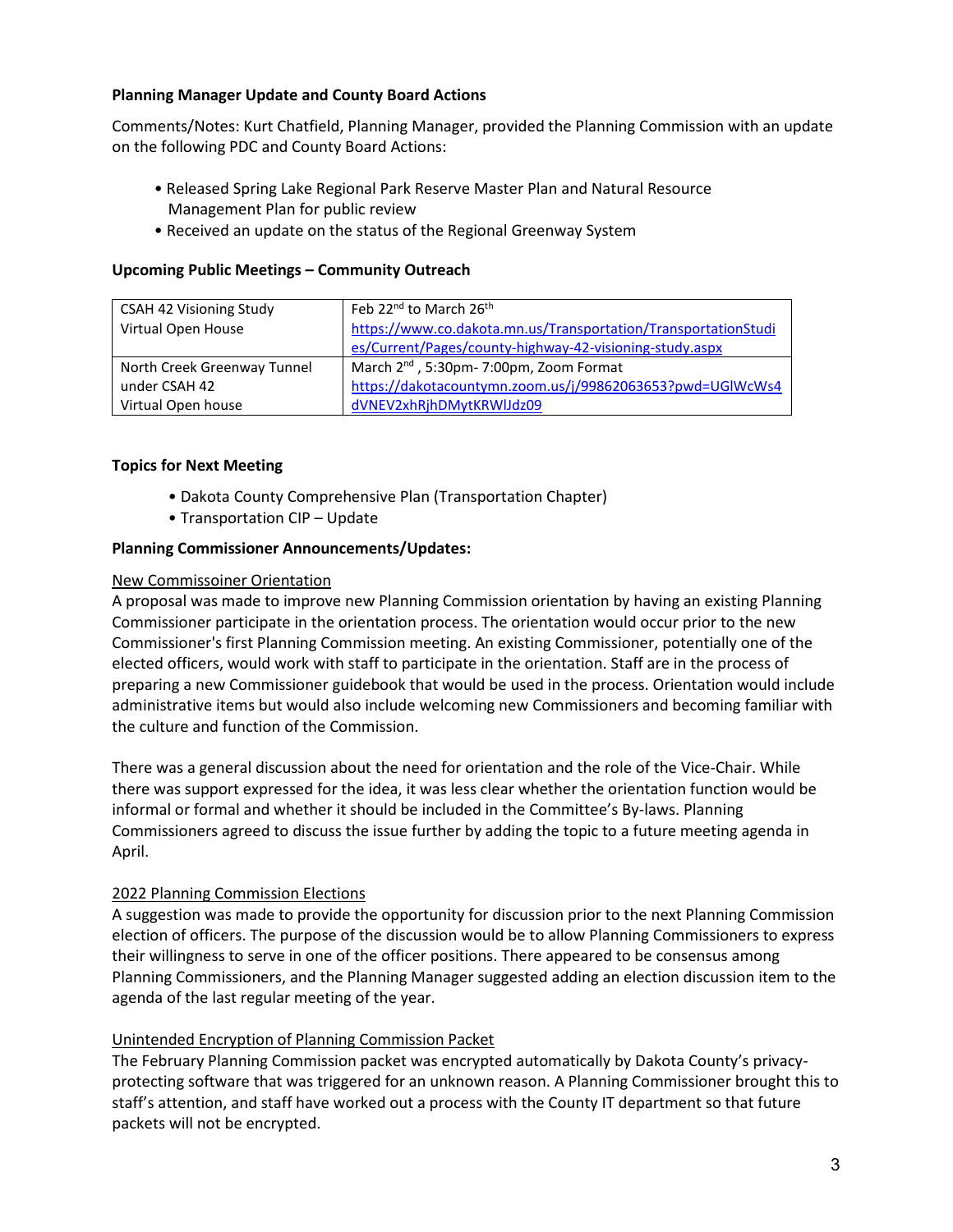**Planning Manager Update and County Board Actions**

Comments/Notes: Kurt Chatfield, Planning Manager, provided the Planning Commission with an update on the following PDC and County Board Actions:

- Released Spring Lake Regional Park Reserve Master Plan and Natural Resource Management Plan for public review
- Received an update on the status of the Regional Greenway System

**Upcoming Public Meetings – Community Outreach**

| | |
|---|---|
| CSAH 42 Visioning Study Virtual Open House | Feb 22nd to March 26th https://www.co.dakota.mn.us/Transportation/TransportationStudies/Current/Pages/county-highway-42-visioning-study.aspx |
| North Creek Greenway Tunnel under CSAH 42 Virtual Open house | March 2nd, 5:30pm- 7:00pm, Zoom Format https://dakotacountymn.zoom.us/j/99862063653?pwd=UGlWcWs4dVNEV2xhRjhDMytKRWlJdz09 |

**Topics for Next Meeting**

- Dakota County Comprehensive Plan (Transportation Chapter)
- Transportation CIP – Update

**Planning Commissioner Announcements/Updates:**

New Commissoiner Orientation

A proposal was made to improve new Planning Commission orientation by having an existing Planning Commissioner participate in the orientation process. The orientation would occur prior to the new Commissioner's first Planning Commission meeting. An existing Commissioner, potentially one of the elected officers, would work with staff to participate in the orientation. Staff are in the process of preparing a new Commissioner guidebook that would be used in the process. Orientation would include administrative items but would also include welcoming new Commissioners and becoming familiar with the culture and function of the Commission.

There was a general discussion about the need for orientation and the role of the Vice-Chair. While there was support expressed for the idea, it was less clear whether the orientation function would be informal or formal and whether it should be included in the Committee's By-laws. Planning Commissioners agreed to discuss the issue further by adding the topic to a future meeting agenda in April.

2022 Planning Commission Elections

A suggestion was made to provide the opportunity for discussion prior to the next Planning Commission election of officers. The purpose of the discussion would be to allow Planning Commissioners to express their willingness to serve in one of the officer positions. There appeared to be consensus among Planning Commissioners, and the Planning Manager suggested adding an election discussion item to the agenda of the last regular meeting of the year.

Unintended Encryption of Planning Commission Packet

The February Planning Commission packet was encrypted automatically by Dakota County's privacy-protecting software that was triggered for an unknown reason. A Planning Commissioner brought this to staff's attention, and staff have worked out a process with the County IT department so that future packets will not be encrypted.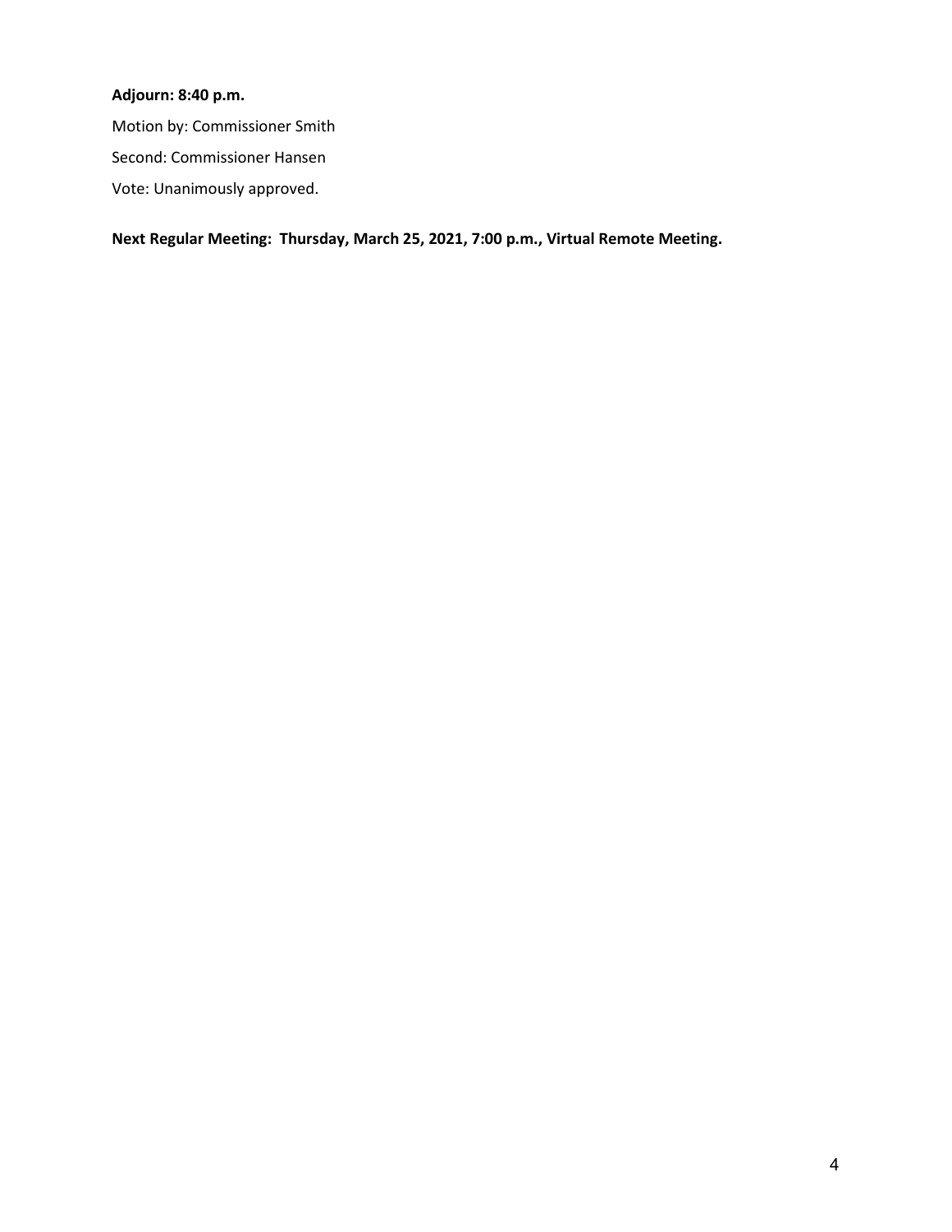**Adjourn: 8:40 p.m.**

Motion by: Commissioner Smith

Second: Commissioner Hansen

Vote: Unanimously approved.

**Next Regular Meeting: Thursday, March 25, 2021, 7:00 p.m., Virtual Remote Meeting.**